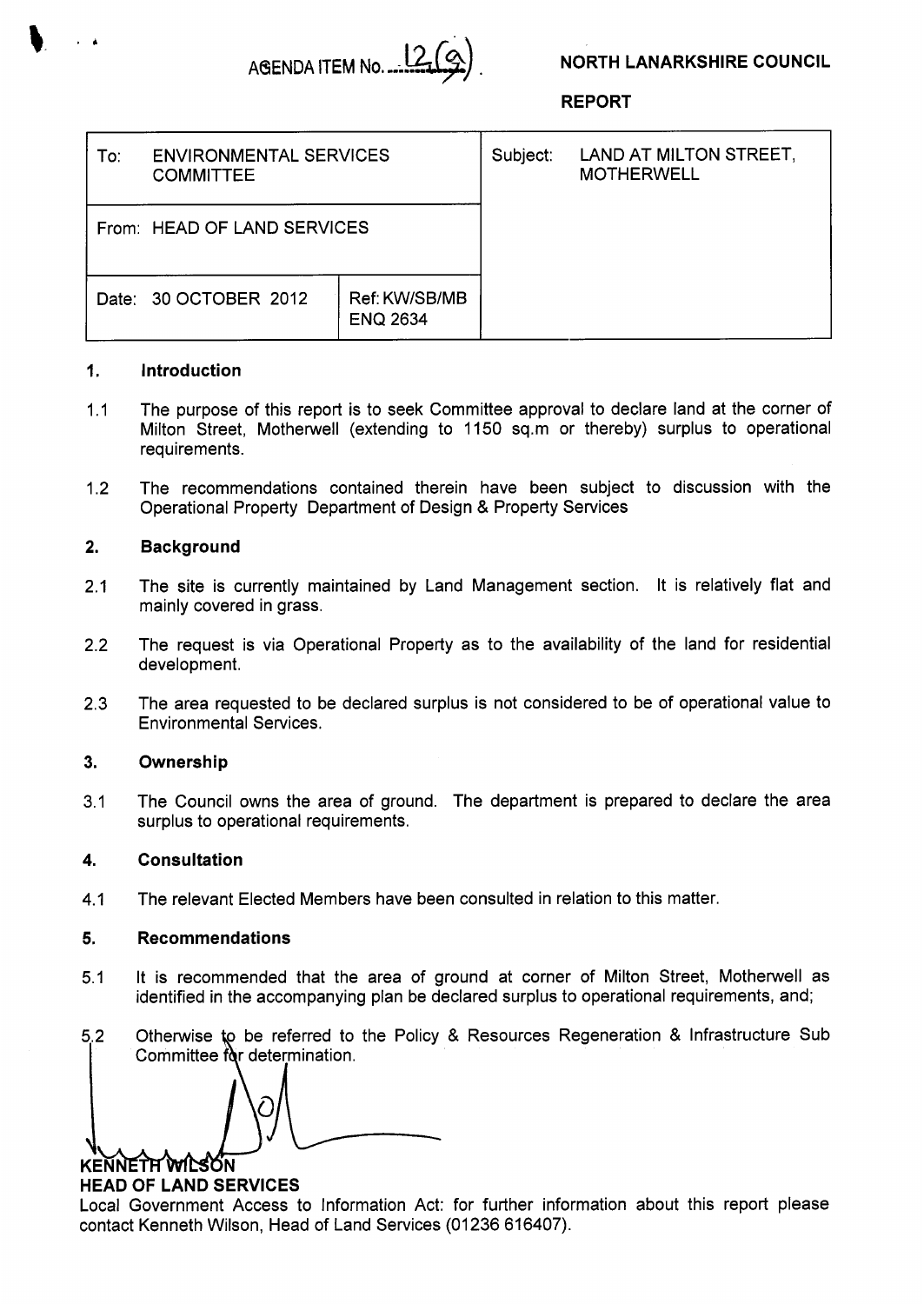AGENDA ITEM No. 12(a)

**NORTH LANARKSHIRE COUNCIL**

**REPORT**

| To: ENVIRONMENTAL SERVICES COMMITTEE | | Subject: LAND AT MILTON STREET, MOTHERWELL |
|---|---|---|
| From: HEAD OF LAND SERVICES | | |
| Date: 30 OCTOBER 2012 | Ref: KW/SB/MB ENQ 2634 | |

## 1. Introduction

1.1 The purpose of this report is to seek Committee approval to declare land at the corner of Milton Street, Motherwell (extending to 1150 sq.m or thereby) surplus to operational requirements.

1.2 The recommendations contained therein have been subject to discussion with the Operational Property Department of Design & Property Services

## 2. Background

2.1 The site is currently maintained by Land Management section. It is relatively flat and mainly covered in grass.

2.2 The request is via Operational Property as to the availability of the land for residential development.

2.3 The area requested to be declared surplus is not considered to be of operational value to Environmental Services.

## 3. Ownership

3.1 The Council owns the area of ground. The department is prepared to declare the area surplus to operational requirements.

## 4. Consultation

4.1 The relevant Elected Members have been consulted in relation to this matter.

## 5. Recommendations

5.1 It is recommended that the area of ground at corner of Milton Street, Motherwell as identified in the accompanying plan be declared surplus to operational requirements, and;

5.2 Otherwise to be referred to the Policy & Resources Regeneration & Infrastructure Sub Committee for determination.

**KENNETH WILSON**
**HEAD OF LAND SERVICES**

Local Government Access to Information Act: for further information about this report please contact Kenneth Wilson, Head of Land Services (01236 616407).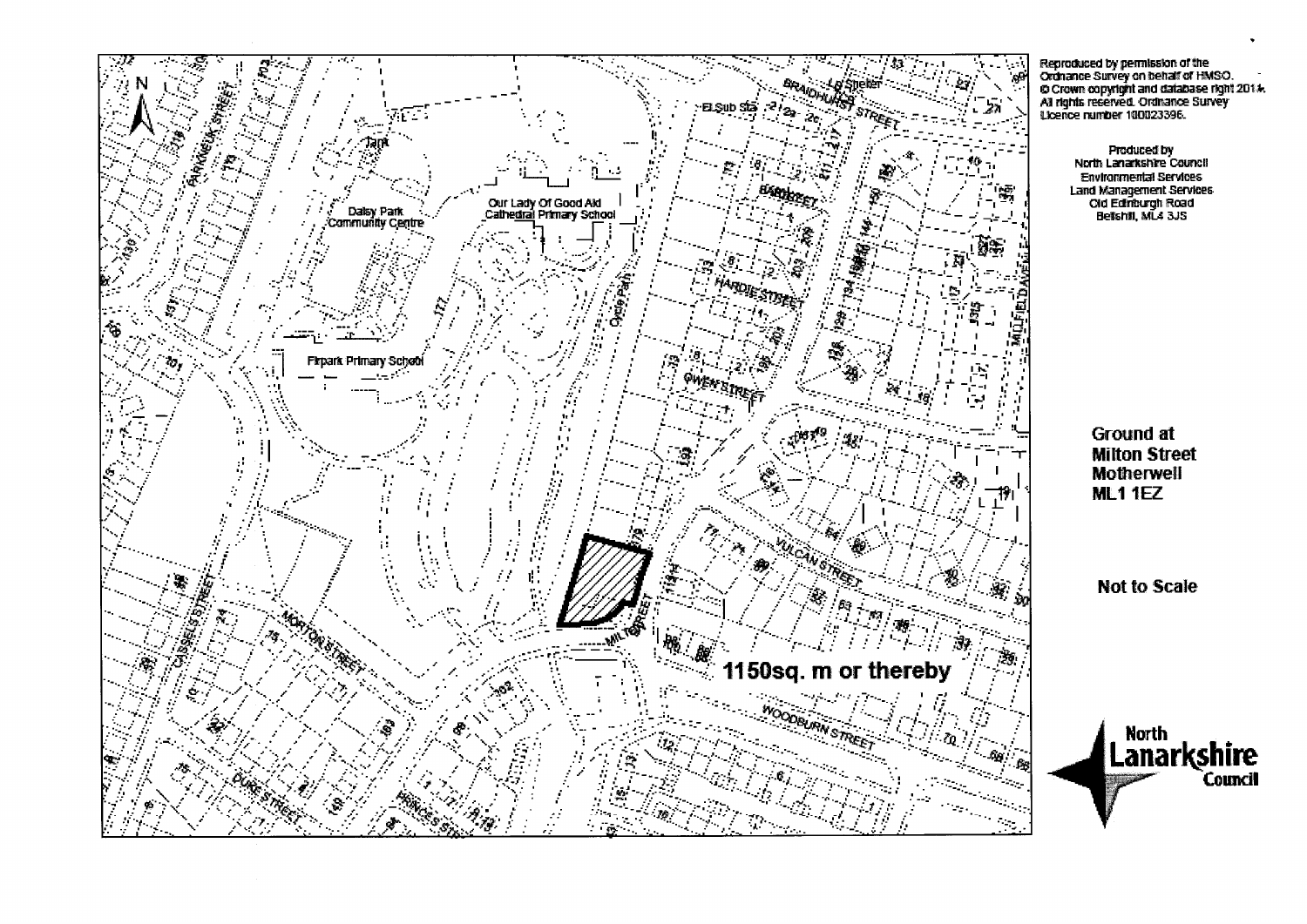Reproduced by permission of the Ordnance Survey on behalf of HMSO.
© Crown copyright and database right 2014. All rights reserved. Ordnance Survey Licence number 100023396.

Produced by
North Lanarkshire Council
Environmental Services
Land Management Services
Old Edinburgh Road
Bellshill, ML4 3JS

**Ground at Milton Street Motherwell ML1 1EZ**

**Not to Scale**

**1150sq. m or thereby**

**North Lanarkshire Council**